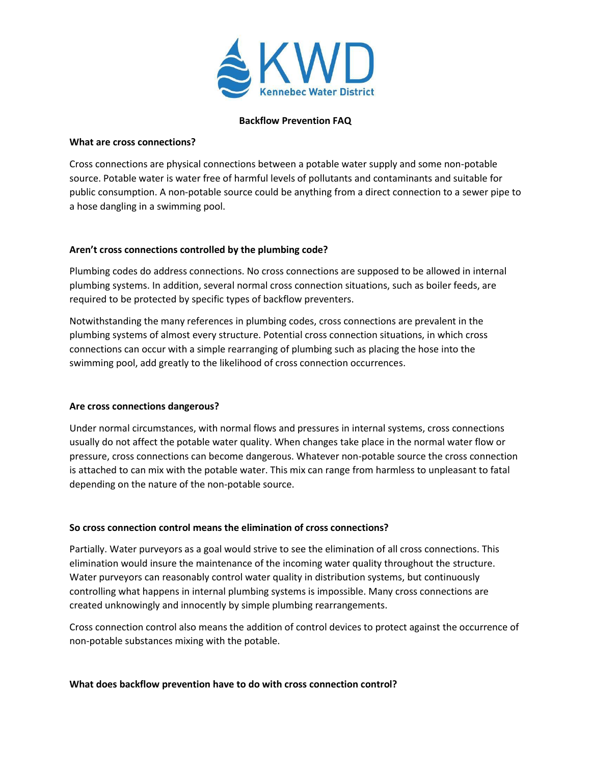**Kennebec Water District**

# Backflow Prevention FAQ

**What are cross connections?**

Cross connections are physical connections between a potable water supply and some non-potable source. Potable water is water free of harmful levels of pollutants and contaminants and suitable for public consumption. A non-potable source could be anything from a direct connection to a sewer pipe to a hose dangling in a swimming pool.

**Aren't cross connections controlled by the plumbing code?**

Plumbing codes do address connections. No cross connections are supposed to be allowed in internal plumbing systems. In addition, several normal cross connection situations, such as boiler feeds, are required to be protected by specific types of backflow preventers.

Notwithstanding the many references in plumbing codes, cross connections are prevalent in the plumbing systems of almost every structure. Potential cross connection situations, in which cross connections can occur with a simple rearranging of plumbing such as placing the hose into the swimming pool, add greatly to the likelihood of cross connection occurrences.

**Are cross connections dangerous?**

Under normal circumstances, with normal flows and pressures in internal systems, cross connections usually do not affect the potable water quality. When changes take place in the normal water flow or pressure, cross connections can become dangerous. Whatever non-potable source the cross connection is attached to can mix with the potable water. This mix can range from harmless to unpleasant to fatal depending on the nature of the non-potable source.

**So cross connection control means the elimination of cross connections?**

Partially. Water purveyors as a goal would strive to see the elimination of all cross connections. This elimination would insure the maintenance of the incoming water quality throughout the structure. Water purveyors can reasonably control water quality in distribution systems, but continuously controlling what happens in internal plumbing systems is impossible. Many cross connections are created unknowingly and innocently by simple plumbing rearrangements.

Cross connection control also means the addition of control devices to protect against the occurrence of non-potable substances mixing with the potable.

**What does backflow prevention have to do with cross connection control?**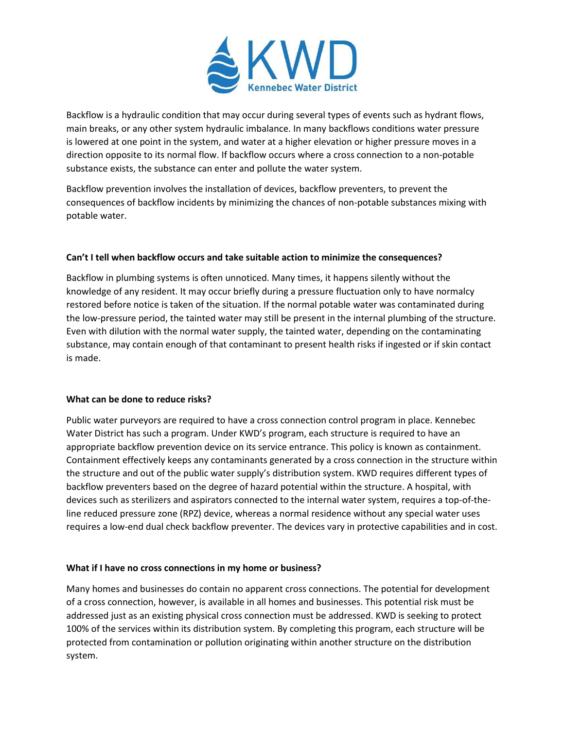Backflow is a hydraulic condition that may occur during several types of events such as hydrant flows, main breaks, or any other system hydraulic imbalance. In many backflows conditions water pressure is lowered at one point in the system, and water at a higher elevation or higher pressure moves in a direction opposite to its normal flow. If backflow occurs where a cross connection to a non-potable substance exists, the substance can enter and pollute the water system.

Backflow prevention involves the installation of devices, backflow preventers, to prevent the consequences of backflow incidents by minimizing the chances of non-potable substances mixing with potable water.

**Can't I tell when backflow occurs and take suitable action to minimize the consequences?**

Backflow in plumbing systems is often unnoticed. Many times, it happens silently without the knowledge of any resident. It may occur briefly during a pressure fluctuation only to have normalcy restored before notice is taken of the situation. If the normal potable water was contaminated during the low-pressure period, the tainted water may still be present in the internal plumbing of the structure. Even with dilution with the normal water supply, the tainted water, depending on the contaminating substance, may contain enough of that contaminant to present health risks if ingested or if skin contact is made.

**What can be done to reduce risks?**

Public water purveyors are required to have a cross connection control program in place. Kennebec Water District has such a program. Under KWD's program, each structure is required to have an appropriate backflow prevention device on its service entrance. This policy is known as containment. Containment effectively keeps any contaminants generated by a cross connection in the structure within the structure and out of the public water supply's distribution system. KWD requires different types of backflow preventers based on the degree of hazard potential within the structure. A hospital, with devices such as sterilizers and aspirators connected to the internal water system, requires a top-of-the-line reduced pressure zone (RPZ) device, whereas a normal residence without any special water uses requires a low-end dual check backflow preventer. The devices vary in protective capabilities and in cost.

**What if I have no cross connections in my home or business?**

Many homes and businesses do contain no apparent cross connections. The potential for development of a cross connection, however, is available in all homes and businesses. This potential risk must be addressed just as an existing physical cross connection must be addressed. KWD is seeking to protect 100% of the services within its distribution system. By completing this program, each structure will be protected from contamination or pollution originating within another structure on the distribution system.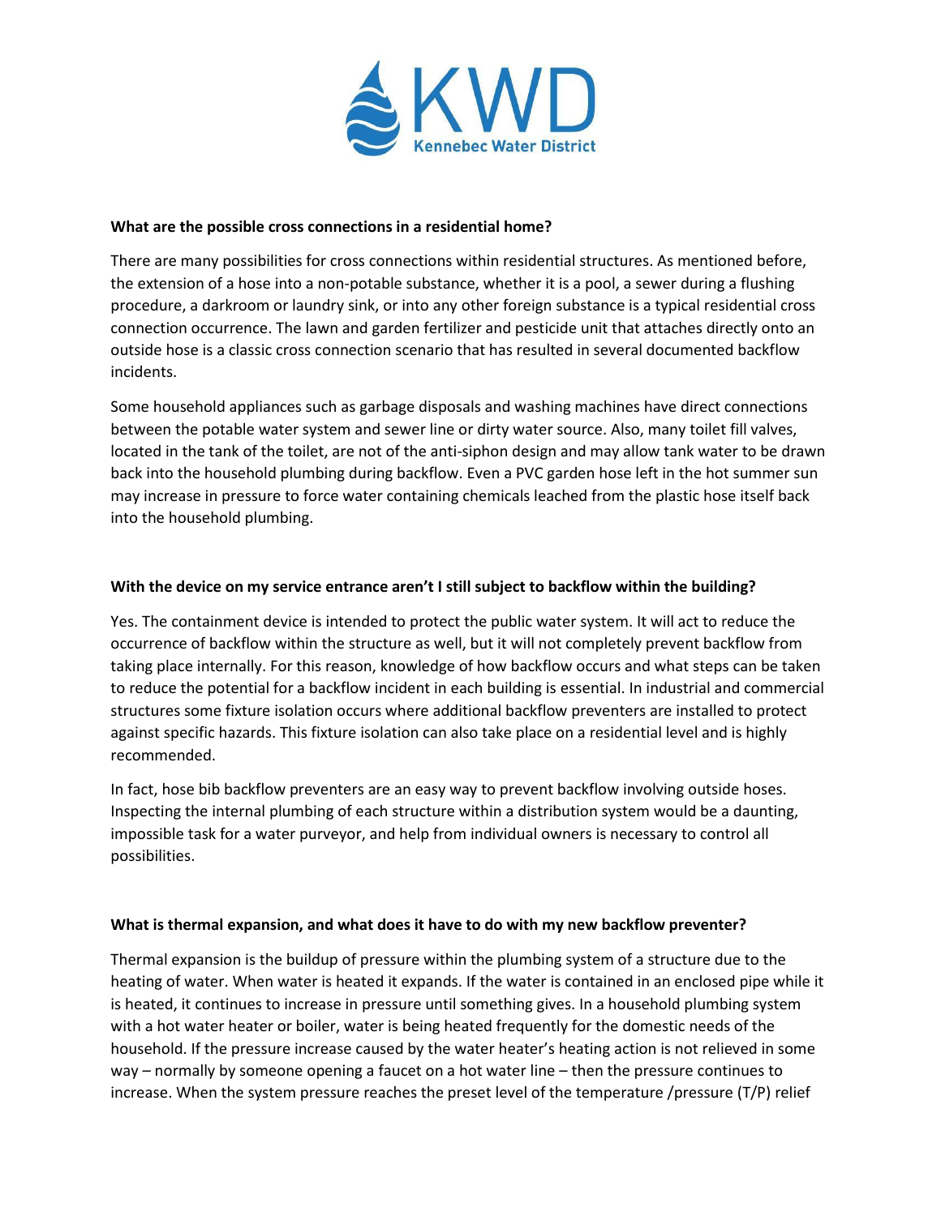**What are the possible cross connections in a residential home?**

There are many possibilities for cross connections within residential structures. As mentioned before, the extension of a hose into a non-potable substance, whether it is a pool, a sewer during a flushing procedure, a darkroom or laundry sink, or into any other foreign substance is a typical residential cross connection occurrence. The lawn and garden fertilizer and pesticide unit that attaches directly onto an outside hose is a classic cross connection scenario that has resulted in several documented backflow incidents.

Some household appliances such as garbage disposals and washing machines have direct connections between the potable water system and sewer line or dirty water source. Also, many toilet fill valves, located in the tank of the toilet, are not of the anti-siphon design and may allow tank water to be drawn back into the household plumbing during backflow. Even a PVC garden hose left in the hot summer sun may increase in pressure to force water containing chemicals leached from the plastic hose itself back into the household plumbing.

**With the device on my service entrance aren't I still subject to backflow within the building?**

Yes. The containment device is intended to protect the public water system. It will act to reduce the occurrence of backflow within the structure as well, but it will not completely prevent backflow from taking place internally. For this reason, knowledge of how backflow occurs and what steps can be taken to reduce the potential for a backflow incident in each building is essential. In industrial and commercial structures some fixture isolation occurs where additional backflow preventers are installed to protect against specific hazards. This fixture isolation can also take place on a residential level and is highly recommended.

In fact, hose bib backflow preventers are an easy way to prevent backflow involving outside hoses. Inspecting the internal plumbing of each structure within a distribution system would be a daunting, impossible task for a water purveyor, and help from individual owners is necessary to control all possibilities.

**What is thermal expansion, and what does it have to do with my new backflow preventer?**

Thermal expansion is the buildup of pressure within the plumbing system of a structure due to the heating of water. When water is heated it expands. If the water is contained in an enclosed pipe while it is heated, it continues to increase in pressure until something gives. In a household plumbing system with a hot water heater or boiler, water is being heated frequently for the domestic needs of the household. If the pressure increase caused by the water heater's heating action is not relieved in some way – normally by someone opening a faucet on a hot water line – then the pressure continues to increase. When the system pressure reaches the preset level of the temperature /pressure (T/P) relief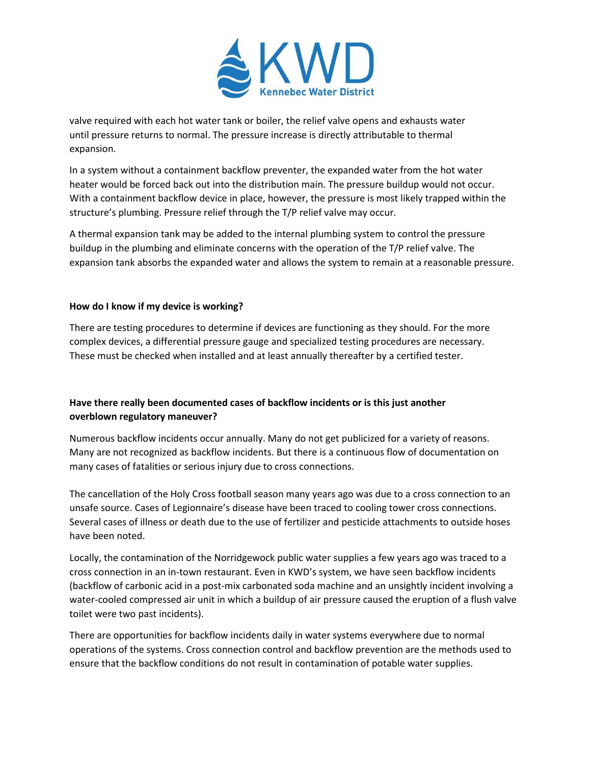valve required with each hot water tank or boiler, the relief valve opens and exhausts water until pressure returns to normal. The pressure increase is directly attributable to thermal expansion.

In a system without a containment backflow preventer, the expanded water from the hot water heater would be forced back out into the distribution main. The pressure buildup would not occur. With a containment backflow device in place, however, the pressure is most likely trapped within the structure's plumbing. Pressure relief through the T/P relief valve may occur.

A thermal expansion tank may be added to the internal plumbing system to control the pressure buildup in the plumbing and eliminate concerns with the operation of the T/P relief valve. The expansion tank absorbs the expanded water and allows the system to remain at a reasonable pressure.

**How do I know if my device is working?**

There are testing procedures to determine if devices are functioning as they should. For the more complex devices, a differential pressure gauge and specialized testing procedures are necessary. These must be checked when installed and at least annually thereafter by a certified tester.

**Have there really been documented cases of backflow incidents or is this just another overblown regulatory maneuver?**

Numerous backflow incidents occur annually. Many do not get publicized for a variety of reasons. Many are not recognized as backflow incidents. But there is a continuous flow of documentation on many cases of fatalities or serious injury due to cross connections.

The cancellation of the Holy Cross football season many years ago was due to a cross connection to an unsafe source. Cases of Legionnaire's disease have been traced to cooling tower cross connections. Several cases of illness or death due to the use of fertilizer and pesticide attachments to outside hoses have been noted.

Locally, the contamination of the Norridgewock public water supplies a few years ago was traced to a cross connection in an in-town restaurant. Even in KWD's system, we have seen backflow incidents (backflow of carbonic acid in a post-mix carbonated soda machine and an unsightly incident involving a water-cooled compressed air unit in which a buildup of air pressure caused the eruption of a flush valve toilet were two past incidents).

There are opportunities for backflow incidents daily in water systems everywhere due to normal operations of the systems. Cross connection control and backflow prevention are the methods used to ensure that the backflow conditions do not result in contamination of potable water supplies.